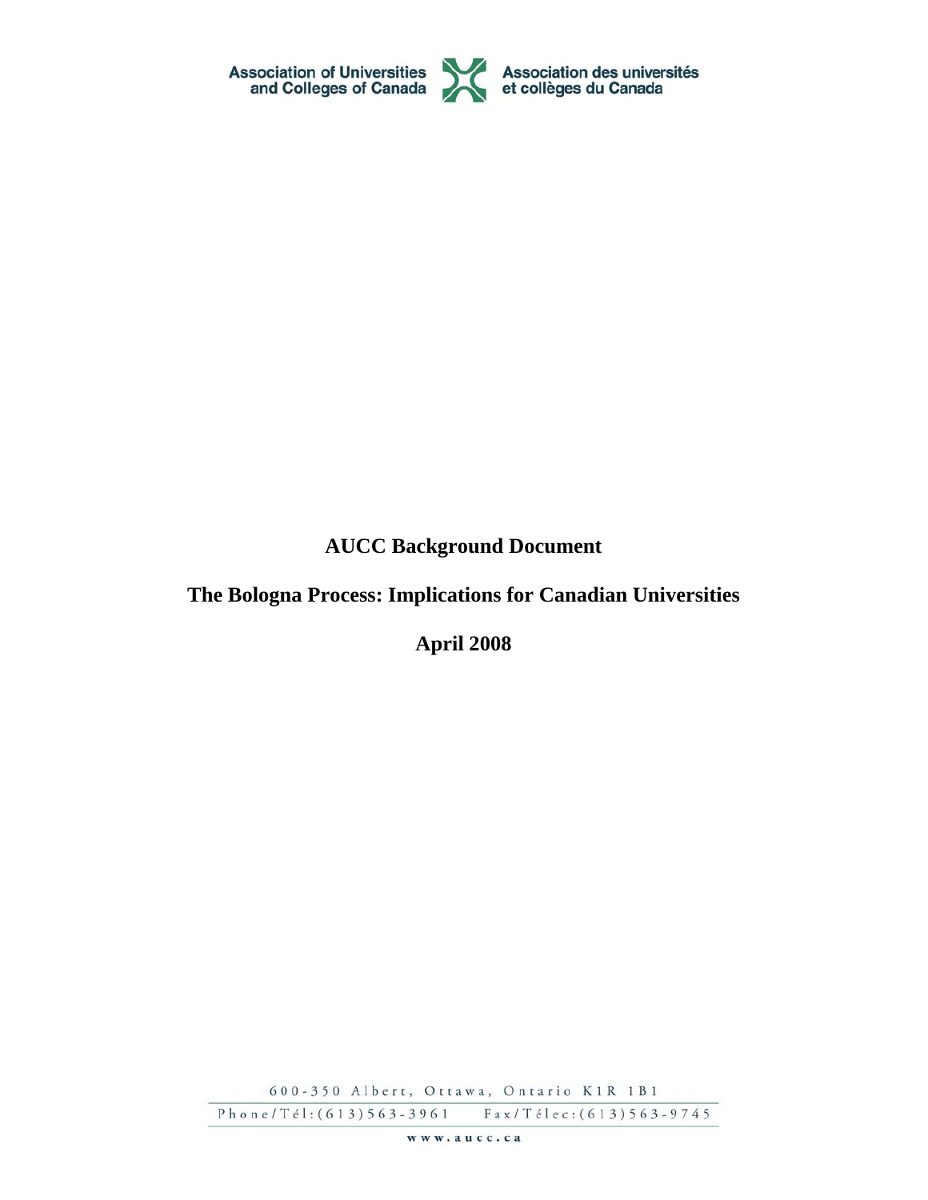Association of Universities and Colleges of Canada

Association des universités et collèges du Canada

# AUCC Background Document

# The Bologna Process: Implications for Canadian Universities

**April 2008**

600-350 Albert, Ottawa, Ontario K1R 1B1

Phone/Tél:(613)563-3961 Fax/Télec:(613)563-9745

www.aucc.ca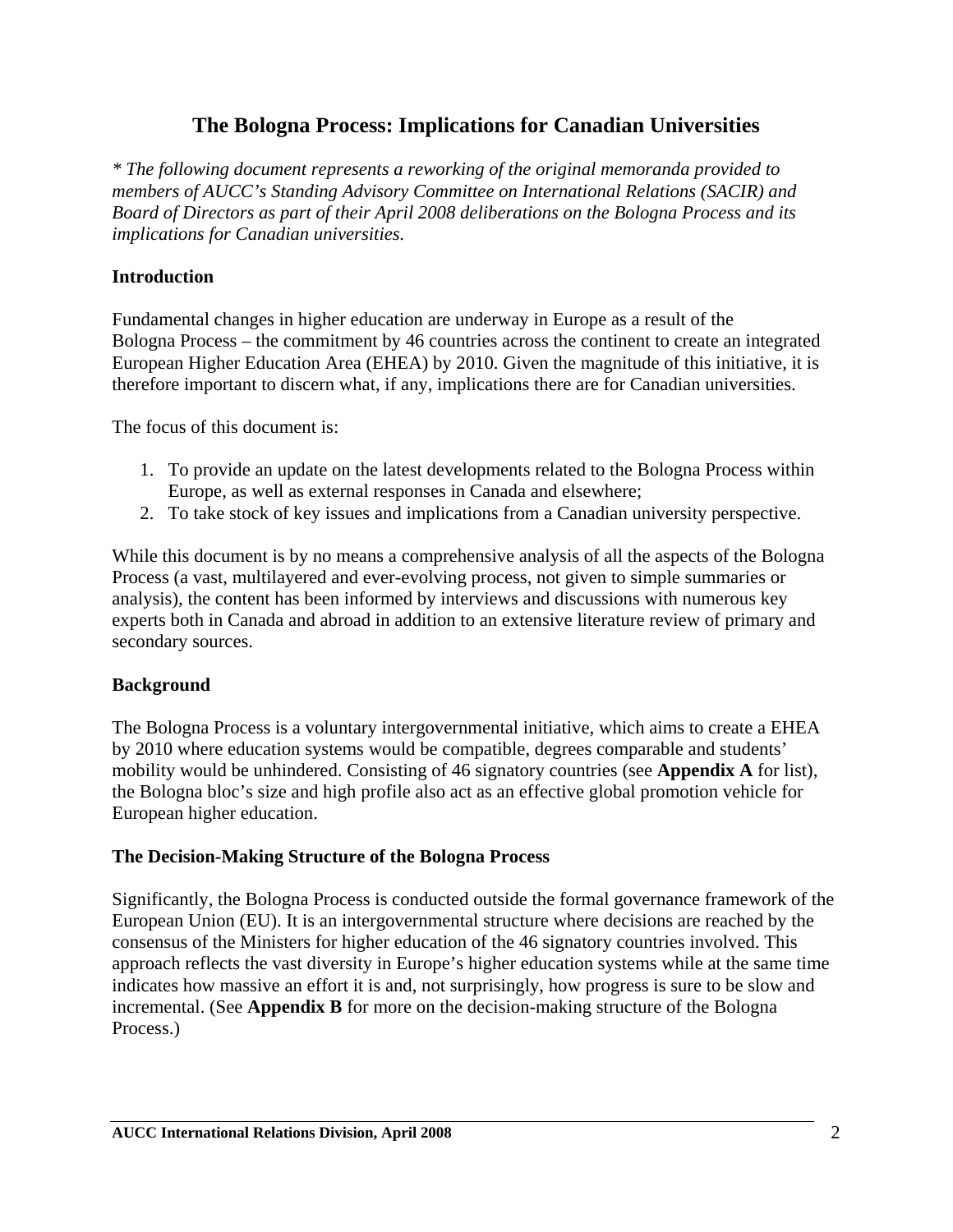# The Bologna Process: Implications for Canadian Universities

*\* The following document represents a reworking of the original memoranda provided to members of AUCC's Standing Advisory Committee on International Relations (SACIR) and Board of Directors as part of their April 2008 deliberations on the Bologna Process and its implications for Canadian universities.*

**Introduction**

Fundamental changes in higher education are underway in Europe as a result of the Bologna Process – the commitment by 46 countries across the continent to create an integrated European Higher Education Area (EHEA) by 2010. Given the magnitude of this initiative, it is therefore important to discern what, if any, implications there are for Canadian universities.

The focus of this document is:

1. To provide an update on the latest developments related to the Bologna Process within Europe, as well as external responses in Canada and elsewhere;
2. To take stock of key issues and implications from a Canadian university perspective.

While this document is by no means a comprehensive analysis of all the aspects of the Bologna Process (a vast, multilayered and ever-evolving process, not given to simple summaries or analysis), the content has been informed by interviews and discussions with numerous key experts both in Canada and abroad in addition to an extensive literature review of primary and secondary sources.

**Background**

The Bologna Process is a voluntary intergovernmental initiative, which aims to create a EHEA by 2010 where education systems would be compatible, degrees comparable and students' mobility would be unhindered. Consisting of 46 signatory countries (see **Appendix A** for list), the Bologna bloc's size and high profile also act as an effective global promotion vehicle for European higher education.

**The Decision-Making Structure of the Bologna Process**

Significantly, the Bologna Process is conducted outside the formal governance framework of the European Union (EU). It is an intergovernmental structure where decisions are reached by the consensus of the Ministers for higher education of the 46 signatory countries involved. This approach reflects the vast diversity in Europe's higher education systems while at the same time indicates how massive an effort it is and, not surprisingly, how progress is sure to be slow and incremental. (See **Appendix B** for more on the decision-making structure of the Bologna Process.)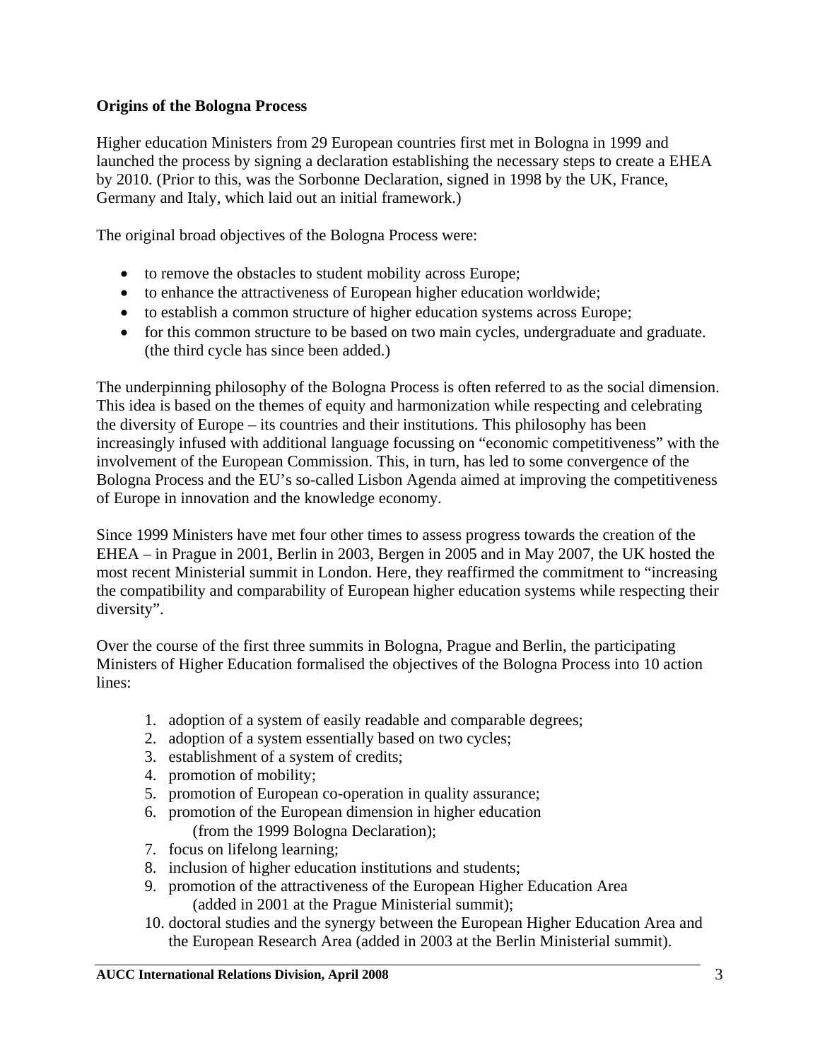**Origins of the Bologna Process**

Higher education Ministers from 29 European countries first met in Bologna in 1999 and launched the process by signing a declaration establishing the necessary steps to create a EHEA by 2010. (Prior to this, was the Sorbonne Declaration, signed in 1998 by the UK, France, Germany and Italy, which laid out an initial framework.)

The original broad objectives of the Bologna Process were:

- to remove the obstacles to student mobility across Europe;
- to enhance the attractiveness of European higher education worldwide;
- to establish a common structure of higher education systems across Europe;
- for this common structure to be based on two main cycles, undergraduate and graduate. (the third cycle has since been added.)

The underpinning philosophy of the Bologna Process is often referred to as the social dimension. This idea is based on the themes of equity and harmonization while respecting and celebrating the diversity of Europe – its countries and their institutions. This philosophy has been increasingly infused with additional language focussing on "economic competitiveness" with the involvement of the European Commission. This, in turn, has led to some convergence of the Bologna Process and the EU's so-called Lisbon Agenda aimed at improving the competitiveness of Europe in innovation and the knowledge economy.

Since 1999 Ministers have met four other times to assess progress towards the creation of the EHEA – in Prague in 2001, Berlin in 2003, Bergen in 2005 and in May 2007, the UK hosted the most recent Ministerial summit in London. Here, they reaffirmed the commitment to "increasing the compatibility and comparability of European higher education systems while respecting their diversity".

Over the course of the first three summits in Bologna, Prague and Berlin, the participating Ministers of Higher Education formalised the objectives of the Bologna Process into 10 action lines:

1. adoption of a system of easily readable and comparable degrees;
2. adoption of a system essentially based on two cycles;
3. establishment of a system of credits;
4. promotion of mobility;
5. promotion of European co-operation in quality assurance;
6. promotion of the European dimension in higher education (from the 1999 Bologna Declaration);
7. focus on lifelong learning;
8. inclusion of higher education institutions and students;
9. promotion of the attractiveness of the European Higher Education Area (added in 2001 at the Prague Ministerial summit);
10. doctoral studies and the synergy between the European Higher Education Area and the European Research Area (added in 2003 at the Berlin Ministerial summit).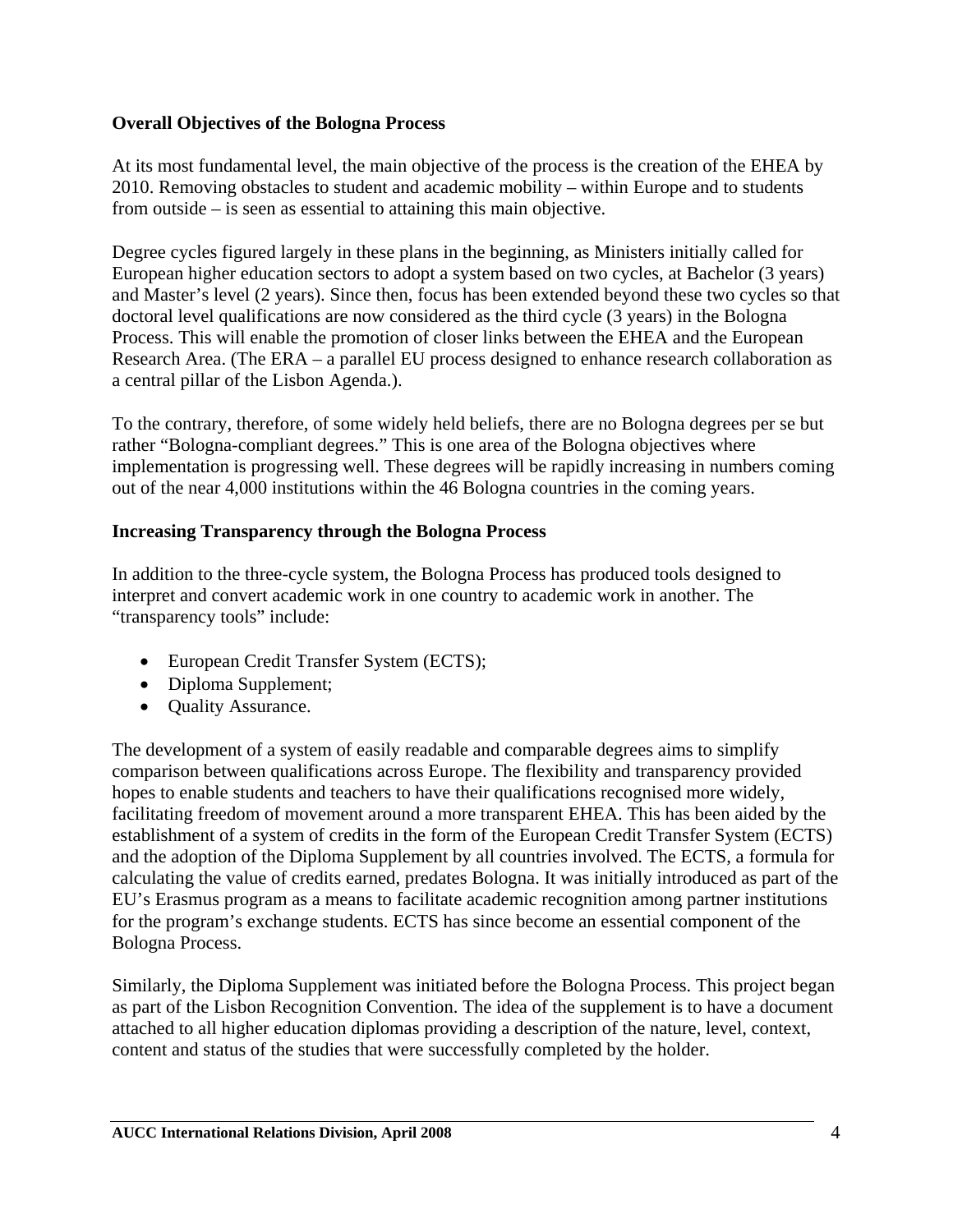**Overall Objectives of the Bologna Process**

At its most fundamental level, the main objective of the process is the creation of the EHEA by 2010. Removing obstacles to student and academic mobility – within Europe and to students from outside – is seen as essential to attaining this main objective.

Degree cycles figured largely in these plans in the beginning, as Ministers initially called for European higher education sectors to adopt a system based on two cycles, at Bachelor (3 years) and Master's level (2 years). Since then, focus has been extended beyond these two cycles so that doctoral level qualifications are now considered as the third cycle (3 years) in the Bologna Process. This will enable the promotion of closer links between the EHEA and the European Research Area. (The ERA – a parallel EU process designed to enhance research collaboration as a central pillar of the Lisbon Agenda.).

To the contrary, therefore, of some widely held beliefs, there are no Bologna degrees per se but rather "Bologna-compliant degrees." This is one area of the Bologna objectives where implementation is progressing well. These degrees will be rapidly increasing in numbers coming out of the near 4,000 institutions within the 46 Bologna countries in the coming years.

**Increasing Transparency through the Bologna Process**

In addition to the three-cycle system, the Bologna Process has produced tools designed to interpret and convert academic work in one country to academic work in another. The "transparency tools" include:

- European Credit Transfer System (ECTS);
- Diploma Supplement;
- Quality Assurance.

The development of a system of easily readable and comparable degrees aims to simplify comparison between qualifications across Europe. The flexibility and transparency provided hopes to enable students and teachers to have their qualifications recognised more widely, facilitating freedom of movement around a more transparent EHEA. This has been aided by the establishment of a system of credits in the form of the European Credit Transfer System (ECTS) and the adoption of the Diploma Supplement by all countries involved. The ECTS, a formula for calculating the value of credits earned, predates Bologna. It was initially introduced as part of the EU's Erasmus program as a means to facilitate academic recognition among partner institutions for the program's exchange students. ECTS has since become an essential component of the Bologna Process.

Similarly, the Diploma Supplement was initiated before the Bologna Process. This project began as part of the Lisbon Recognition Convention. The idea of the supplement is to have a document attached to all higher education diplomas providing a description of the nature, level, context, content and status of the studies that were successfully completed by the holder.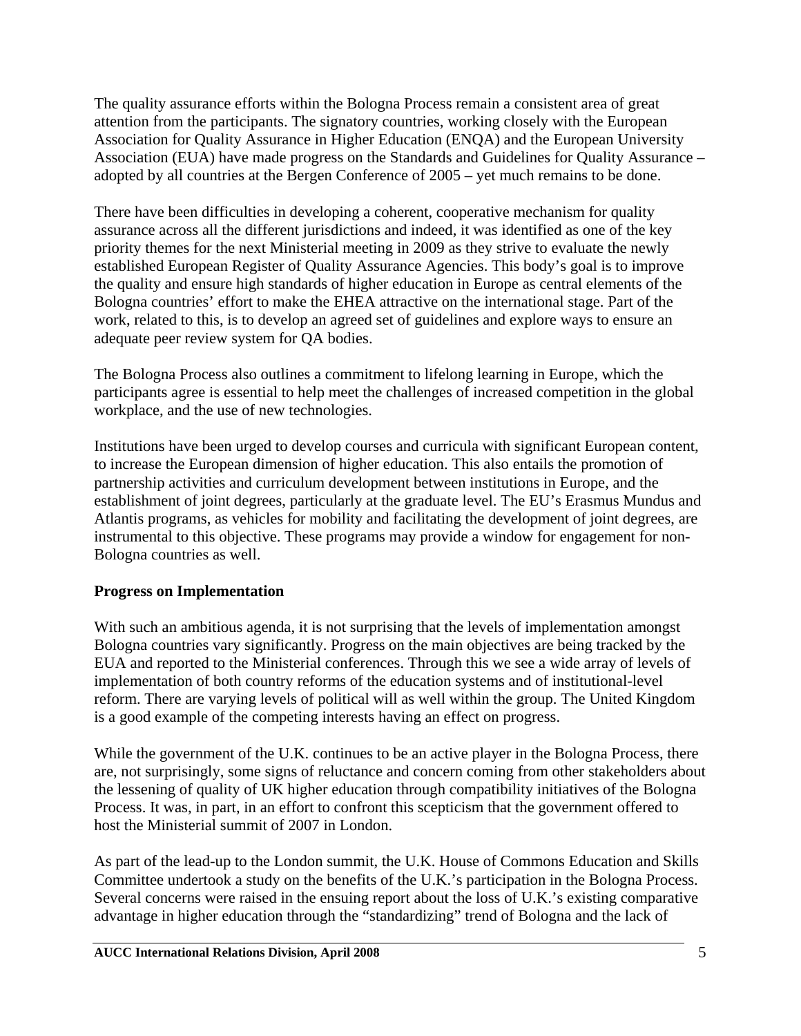The quality assurance efforts within the Bologna Process remain a consistent area of great attention from the participants. The signatory countries, working closely with the European Association for Quality Assurance in Higher Education (ENQA) and the European University Association (EUA) have made progress on the Standards and Guidelines for Quality Assurance – adopted by all countries at the Bergen Conference of 2005 – yet much remains to be done.

There have been difficulties in developing a coherent, cooperative mechanism for quality assurance across all the different jurisdictions and indeed, it was identified as one of the key priority themes for the next Ministerial meeting in 2009 as they strive to evaluate the newly established European Register of Quality Assurance Agencies. This body's goal is to improve the quality and ensure high standards of higher education in Europe as central elements of the Bologna countries' effort to make the EHEA attractive on the international stage. Part of the work, related to this, is to develop an agreed set of guidelines and explore ways to ensure an adequate peer review system for QA bodies.

The Bologna Process also outlines a commitment to lifelong learning in Europe, which the participants agree is essential to help meet the challenges of increased competition in the global workplace, and the use of new technologies.

Institutions have been urged to develop courses and curricula with significant European content, to increase the European dimension of higher education. This also entails the promotion of partnership activities and curriculum development between institutions in Europe, and the establishment of joint degrees, particularly at the graduate level. The EU's Erasmus Mundus and Atlantis programs, as vehicles for mobility and facilitating the development of joint degrees, are instrumental to this objective. These programs may provide a window for engagement for non-Bologna countries as well.

**Progress on Implementation**

With such an ambitious agenda, it is not surprising that the levels of implementation amongst Bologna countries vary significantly. Progress on the main objectives are being tracked by the EUA and reported to the Ministerial conferences. Through this we see a wide array of levels of implementation of both country reforms of the education systems and of institutional-level reform. There are varying levels of political will as well within the group. The United Kingdom is a good example of the competing interests having an effect on progress.

While the government of the U.K. continues to be an active player in the Bologna Process, there are, not surprisingly, some signs of reluctance and concern coming from other stakeholders about the lessening of quality of UK higher education through compatibility initiatives of the Bologna Process. It was, in part, in an effort to confront this scepticism that the government offered to host the Ministerial summit of 2007 in London.

As part of the lead-up to the London summit, the U.K. House of Commons Education and Skills Committee undertook a study on the benefits of the U.K.'s participation in the Bologna Process. Several concerns were raised in the ensuing report about the loss of U.K.'s existing comparative advantage in higher education through the "standardizing" trend of Bologna and the lack of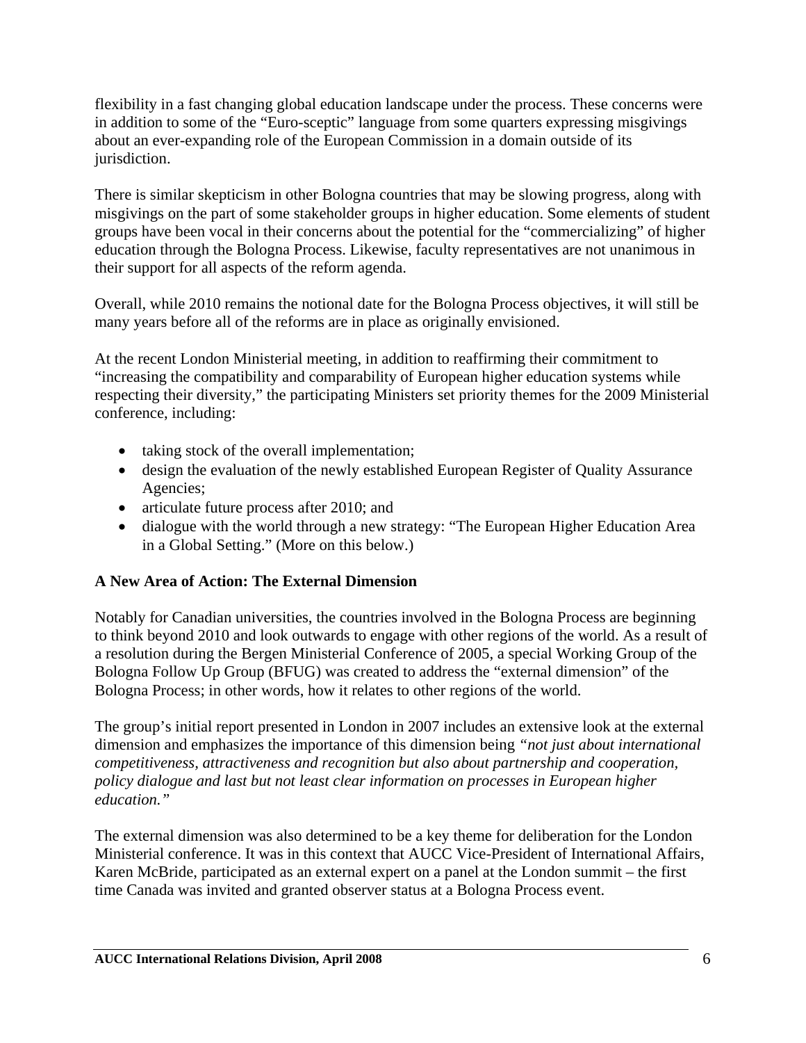flexibility in a fast changing global education landscape under the process. These concerns were in addition to some of the "Euro-sceptic" language from some quarters expressing misgivings about an ever-expanding role of the European Commission in a domain outside of its jurisdiction.

There is similar skepticism in other Bologna countries that may be slowing progress, along with misgivings on the part of some stakeholder groups in higher education. Some elements of student groups have been vocal in their concerns about the potential for the "commercializing" of higher education through the Bologna Process. Likewise, faculty representatives are not unanimous in their support for all aspects of the reform agenda.

Overall, while 2010 remains the notional date for the Bologna Process objectives, it will still be many years before all of the reforms are in place as originally envisioned.

At the recent London Ministerial meeting, in addition to reaffirming their commitment to "increasing the compatibility and comparability of European higher education systems while respecting their diversity," the participating Ministers set priority themes for the 2009 Ministerial conference, including:

- taking stock of the overall implementation;
- design the evaluation of the newly established European Register of Quality Assurance Agencies;
- articulate future process after 2010; and
- dialogue with the world through a new strategy: "The European Higher Education Area in a Global Setting." (More on this below.)

**A New Area of Action: The External Dimension**

Notably for Canadian universities, the countries involved in the Bologna Process are beginning to think beyond 2010 and look outwards to engage with other regions of the world. As a result of a resolution during the Bergen Ministerial Conference of 2005, a special Working Group of the Bologna Follow Up Group (BFUG) was created to address the "external dimension" of the Bologna Process; in other words, how it relates to other regions of the world.

The group's initial report presented in London in 2007 includes an extensive look at the external dimension and emphasizes the importance of this dimension being *"not just about international competitiveness, attractiveness and recognition but also about partnership and cooperation, policy dialogue and last but not least clear information on processes in European higher education."*

The external dimension was also determined to be a key theme for deliberation for the London Ministerial conference. It was in this context that AUCC Vice-President of International Affairs, Karen McBride, participated as an external expert on a panel at the London summit – the first time Canada was invited and granted observer status at a Bologna Process event.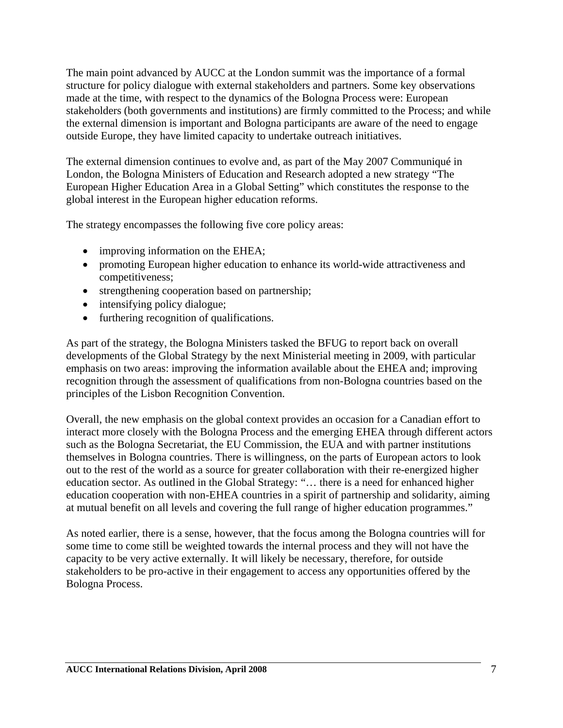The main point advanced by AUCC at the London summit was the importance of a formal structure for policy dialogue with external stakeholders and partners. Some key observations made at the time, with respect to the dynamics of the Bologna Process were: European stakeholders (both governments and institutions) are firmly committed to the Process; and while the external dimension is important and Bologna participants are aware of the need to engage outside Europe, they have limited capacity to undertake outreach initiatives.

The external dimension continues to evolve and, as part of the May 2007 Communiqué in London, the Bologna Ministers of Education and Research adopted a new strategy "The European Higher Education Area in a Global Setting" which constitutes the response to the global interest in the European higher education reforms.

The strategy encompasses the following five core policy areas:

- improving information on the EHEA;
- promoting European higher education to enhance its world-wide attractiveness and competitiveness;
- strengthening cooperation based on partnership;
- intensifying policy dialogue;
- furthering recognition of qualifications.

As part of the strategy, the Bologna Ministers tasked the BFUG to report back on overall developments of the Global Strategy by the next Ministerial meeting in 2009, with particular emphasis on two areas: improving the information available about the EHEA and; improving recognition through the assessment of qualifications from non-Bologna countries based on the principles of the Lisbon Recognition Convention.

Overall, the new emphasis on the global context provides an occasion for a Canadian effort to interact more closely with the Bologna Process and the emerging EHEA through different actors such as the Bologna Secretariat, the EU Commission, the EUA and with partner institutions themselves in Bologna countries. There is willingness, on the parts of European actors to look out to the rest of the world as a source for greater collaboration with their re-energized higher education sector. As outlined in the Global Strategy: "… there is a need for enhanced higher education cooperation with non-EHEA countries in a spirit of partnership and solidarity, aiming at mutual benefit on all levels and covering the full range of higher education programmes."

As noted earlier, there is a sense, however, that the focus among the Bologna countries will for some time to come still be weighted towards the internal process and they will not have the capacity to be very active externally. It will likely be necessary, therefore, for outside stakeholders to be pro-active in their engagement to access any opportunities offered by the Bologna Process.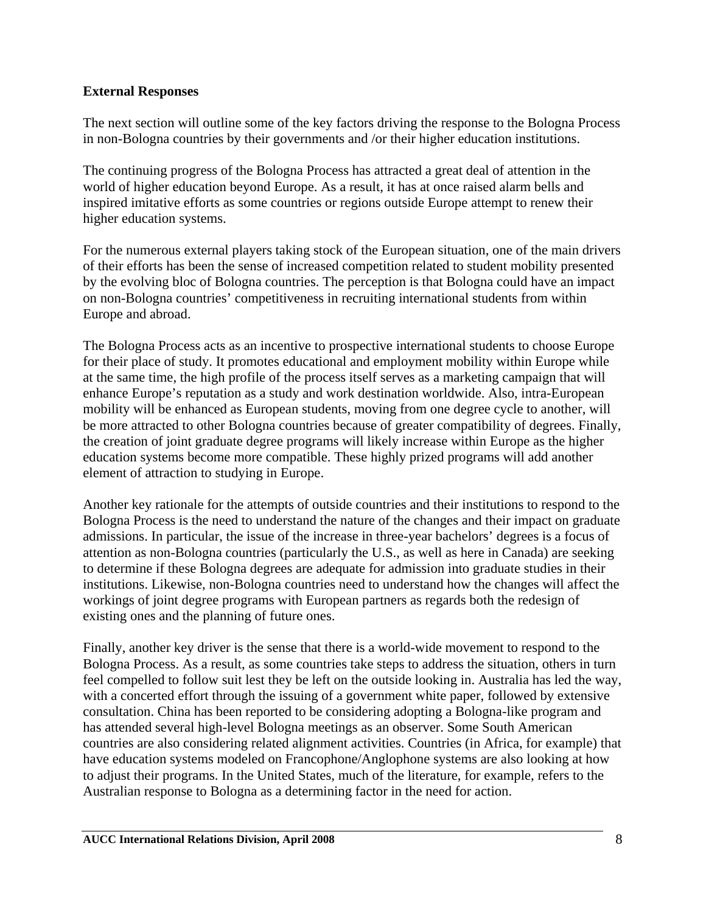**External Responses**

The next section will outline some of the key factors driving the response to the Bologna Process in non-Bologna countries by their governments and /or their higher education institutions.

The continuing progress of the Bologna Process has attracted a great deal of attention in the world of higher education beyond Europe. As a result, it has at once raised alarm bells and inspired imitative efforts as some countries or regions outside Europe attempt to renew their higher education systems.

For the numerous external players taking stock of the European situation, one of the main drivers of their efforts has been the sense of increased competition related to student mobility presented by the evolving bloc of Bologna countries. The perception is that Bologna could have an impact on non-Bologna countries' competitiveness in recruiting international students from within Europe and abroad.

The Bologna Process acts as an incentive to prospective international students to choose Europe for their place of study. It promotes educational and employment mobility within Europe while at the same time, the high profile of the process itself serves as a marketing campaign that will enhance Europe's reputation as a study and work destination worldwide. Also, intra-European mobility will be enhanced as European students, moving from one degree cycle to another, will be more attracted to other Bologna countries because of greater compatibility of degrees. Finally, the creation of joint graduate degree programs will likely increase within Europe as the higher education systems become more compatible. These highly prized programs will add another element of attraction to studying in Europe.

Another key rationale for the attempts of outside countries and their institutions to respond to the Bologna Process is the need to understand the nature of the changes and their impact on graduate admissions. In particular, the issue of the increase in three-year bachelors' degrees is a focus of attention as non-Bologna countries (particularly the U.S., as well as here in Canada) are seeking to determine if these Bologna degrees are adequate for admission into graduate studies in their institutions. Likewise, non-Bologna countries need to understand how the changes will affect the workings of joint degree programs with European partners as regards both the redesign of existing ones and the planning of future ones.

Finally, another key driver is the sense that there is a world-wide movement to respond to the Bologna Process. As a result, as some countries take steps to address the situation, others in turn feel compelled to follow suit lest they be left on the outside looking in. Australia has led the way, with a concerted effort through the issuing of a government white paper, followed by extensive consultation. China has been reported to be considering adopting a Bologna-like program and has attended several high-level Bologna meetings as an observer. Some South American countries are also considering related alignment activities. Countries (in Africa, for example) that have education systems modeled on Francophone/Anglophone systems are also looking at how to adjust their programs. In the United States, much of the literature, for example, refers to the Australian response to Bologna as a determining factor in the need for action.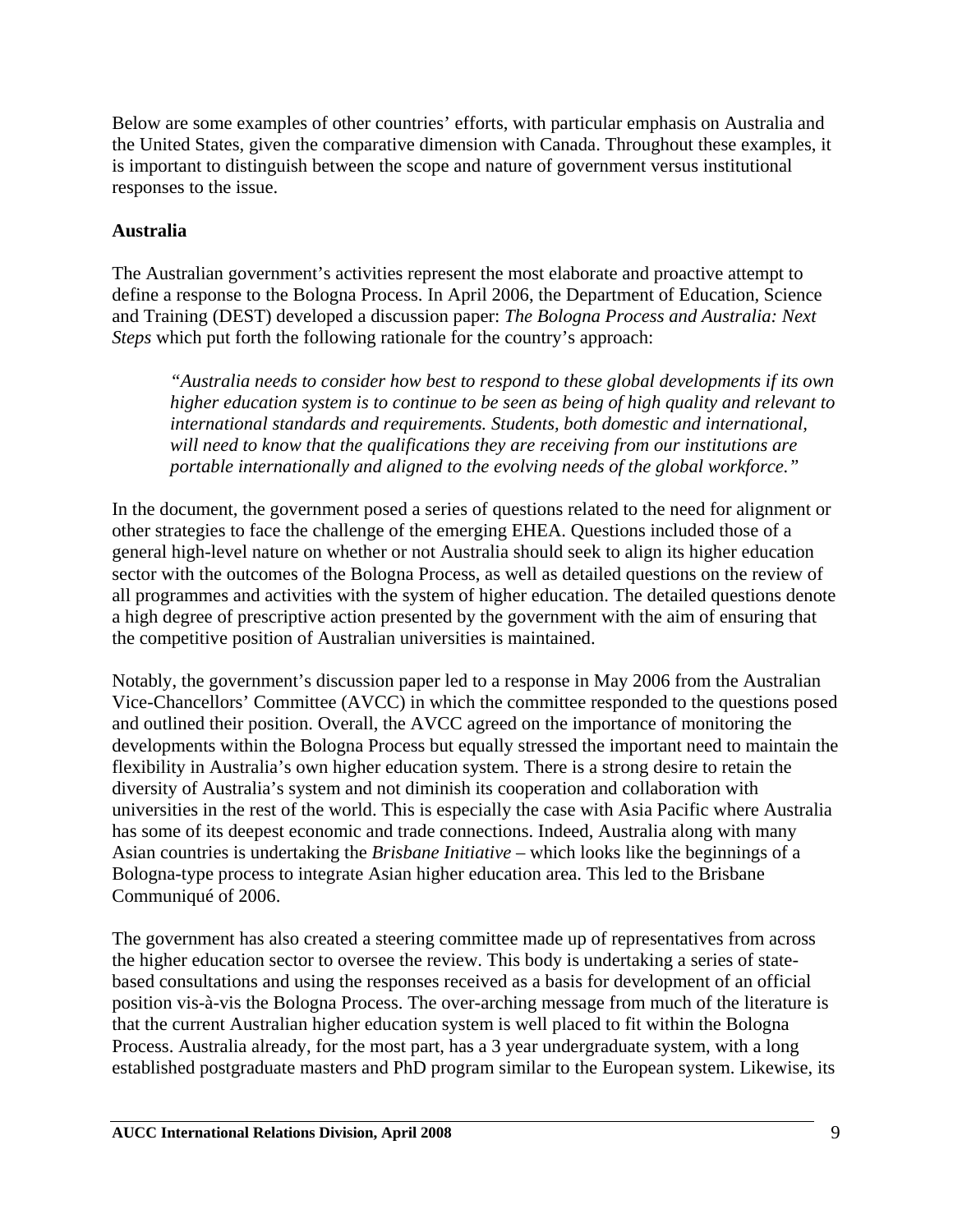Below are some examples of other countries' efforts, with particular emphasis on Australia and the United States, given the comparative dimension with Canada. Throughout these examples, it is important to distinguish between the scope and nature of government versus institutional responses to the issue.

**Australia**

The Australian government's activities represent the most elaborate and proactive attempt to define a response to the Bologna Process. In April 2006, the Department of Education, Science and Training (DEST) developed a discussion paper: *The Bologna Process and Australia: Next Steps* which put forth the following rationale for the country's approach:

> *"Australia needs to consider how best to respond to these global developments if its own higher education system is to continue to be seen as being of high quality and relevant to international standards and requirements. Students, both domestic and international, will need to know that the qualifications they are receiving from our institutions are portable internationally and aligned to the evolving needs of the global workforce."*

In the document, the government posed a series of questions related to the need for alignment or other strategies to face the challenge of the emerging EHEA. Questions included those of a general high-level nature on whether or not Australia should seek to align its higher education sector with the outcomes of the Bologna Process, as well as detailed questions on the review of all programmes and activities with the system of higher education. The detailed questions denote a high degree of prescriptive action presented by the government with the aim of ensuring that the competitive position of Australian universities is maintained.

Notably, the government's discussion paper led to a response in May 2006 from the Australian Vice-Chancellors' Committee (AVCC) in which the committee responded to the questions posed and outlined their position. Overall, the AVCC agreed on the importance of monitoring the developments within the Bologna Process but equally stressed the important need to maintain the flexibility in Australia's own higher education system. There is a strong desire to retain the diversity of Australia's system and not diminish its cooperation and collaboration with universities in the rest of the world. This is especially the case with Asia Pacific where Australia has some of its deepest economic and trade connections. Indeed, Australia along with many Asian countries is undertaking the *Brisbane Initiative* – which looks like the beginnings of a Bologna-type process to integrate Asian higher education area. This led to the Brisbane Communiqué of 2006.

The government has also created a steering committee made up of representatives from across the higher education sector to oversee the review. This body is undertaking a series of state-based consultations and using the responses received as a basis for development of an official position vis-à-vis the Bologna Process. The over-arching message from much of the literature is that the current Australian higher education system is well placed to fit within the Bologna Process. Australia already, for the most part, has a 3 year undergraduate system, with a long established postgraduate masters and PhD program similar to the European system. Likewise, its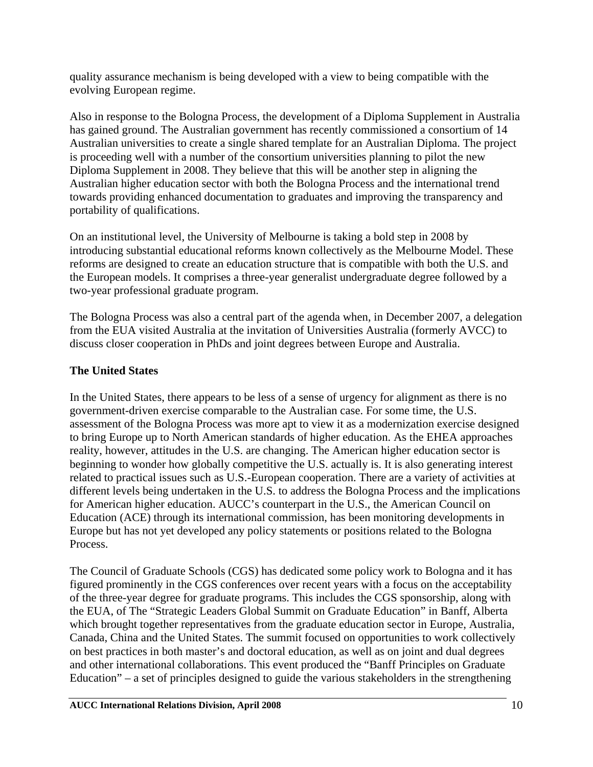quality assurance mechanism is being developed with a view to being compatible with the evolving European regime.

Also in response to the Bologna Process, the development of a Diploma Supplement in Australia has gained ground. The Australian government has recently commissioned a consortium of 14 Australian universities to create a single shared template for an Australian Diploma. The project is proceeding well with a number of the consortium universities planning to pilot the new Diploma Supplement in 2008. They believe that this will be another step in aligning the Australian higher education sector with both the Bologna Process and the international trend towards providing enhanced documentation to graduates and improving the transparency and portability of qualifications.

On an institutional level, the University of Melbourne is taking a bold step in 2008 by introducing substantial educational reforms known collectively as the Melbourne Model. These reforms are designed to create an education structure that is compatible with both the U.S. and the European models. It comprises a three-year generalist undergraduate degree followed by a two-year professional graduate program.

The Bologna Process was also a central part of the agenda when, in December 2007, a delegation from the EUA visited Australia at the invitation of Universities Australia (formerly AVCC) to discuss closer cooperation in PhDs and joint degrees between Europe and Australia.

**The United States**

In the United States, there appears to be less of a sense of urgency for alignment as there is no government-driven exercise comparable to the Australian case. For some time, the U.S. assessment of the Bologna Process was more apt to view it as a modernization exercise designed to bring Europe up to North American standards of higher education. As the EHEA approaches reality, however, attitudes in the U.S. are changing. The American higher education sector is beginning to wonder how globally competitive the U.S. actually is. It is also generating interest related to practical issues such as U.S.-European cooperation. There are a variety of activities at different levels being undertaken in the U.S. to address the Bologna Process and the implications for American higher education. AUCC's counterpart in the U.S., the American Council on Education (ACE) through its international commission, has been monitoring developments in Europe but has not yet developed any policy statements or positions related to the Bologna Process.

The Council of Graduate Schools (CGS) has dedicated some policy work to Bologna and it has figured prominently in the CGS conferences over recent years with a focus on the acceptability of the three-year degree for graduate programs. This includes the CGS sponsorship, along with the EUA, of The "Strategic Leaders Global Summit on Graduate Education" in Banff, Alberta which brought together representatives from the graduate education sector in Europe, Australia, Canada, China and the United States. The summit focused on opportunities to work collectively on best practices in both master's and doctoral education, as well as on joint and dual degrees and other international collaborations. This event produced the "Banff Principles on Graduate Education" – a set of principles designed to guide the various stakeholders in the strengthening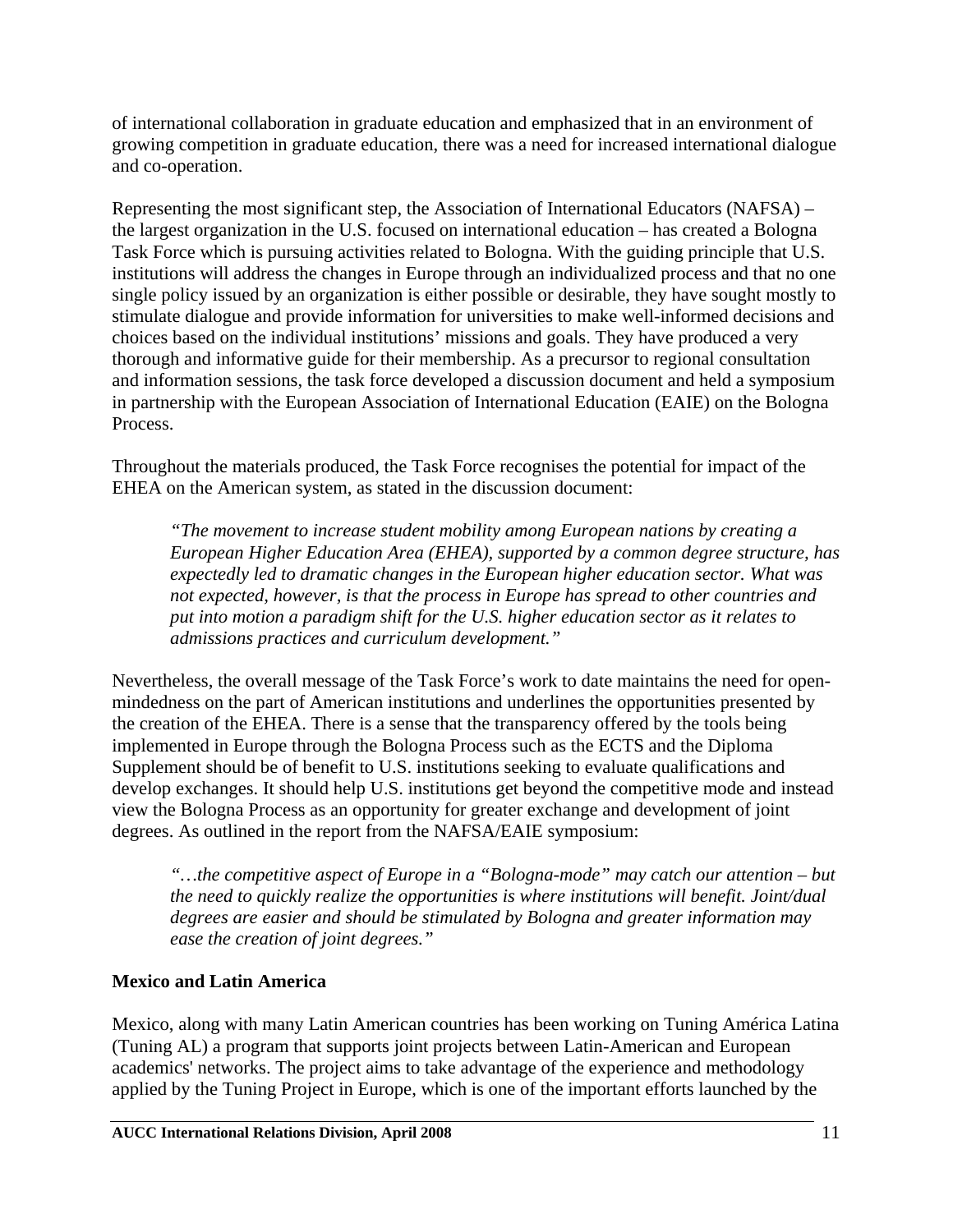of international collaboration in graduate education and emphasized that in an environment of growing competition in graduate education, there was a need for increased international dialogue and co-operation.

Representing the most significant step, the Association of International Educators (NAFSA) – the largest organization in the U.S. focused on international education – has created a Bologna Task Force which is pursuing activities related to Bologna. With the guiding principle that U.S. institutions will address the changes in Europe through an individualized process and that no one single policy issued by an organization is either possible or desirable, they have sought mostly to stimulate dialogue and provide information for universities to make well-informed decisions and choices based on the individual institutions' missions and goals. They have produced a very thorough and informative guide for their membership. As a precursor to regional consultation and information sessions, the task force developed a discussion document and held a symposium in partnership with the European Association of International Education (EAIE) on the Bologna Process.

Throughout the materials produced, the Task Force recognises the potential for impact of the EHEA on the American system, as stated in the discussion document:

> *"The movement to increase student mobility among European nations by creating a European Higher Education Area (EHEA), supported by a common degree structure, has expectedly led to dramatic changes in the European higher education sector. What was not expected, however, is that the process in Europe has spread to other countries and put into motion a paradigm shift for the U.S. higher education sector as it relates to admissions practices and curriculum development."*

Nevertheless, the overall message of the Task Force's work to date maintains the need for open-mindedness on the part of American institutions and underlines the opportunities presented by the creation of the EHEA. There is a sense that the transparency offered by the tools being implemented in Europe through the Bologna Process such as the ECTS and the Diploma Supplement should be of benefit to U.S. institutions seeking to evaluate qualifications and develop exchanges. It should help U.S. institutions get beyond the competitive mode and instead view the Bologna Process as an opportunity for greater exchange and development of joint degrees. As outlined in the report from the NAFSA/EAIE symposium:

> *"…the competitive aspect of Europe in a "Bologna-mode" may catch our attention – but the need to quickly realize the opportunities is where institutions will benefit. Joint/dual degrees are easier and should be stimulated by Bologna and greater information may ease the creation of joint degrees."*

**Mexico and Latin America**

Mexico, along with many Latin American countries has been working on Tuning América Latina (Tuning AL) a program that supports joint projects between Latin-American and European academics' networks. The project aims to take advantage of the experience and methodology applied by the Tuning Project in Europe, which is one of the important efforts launched by the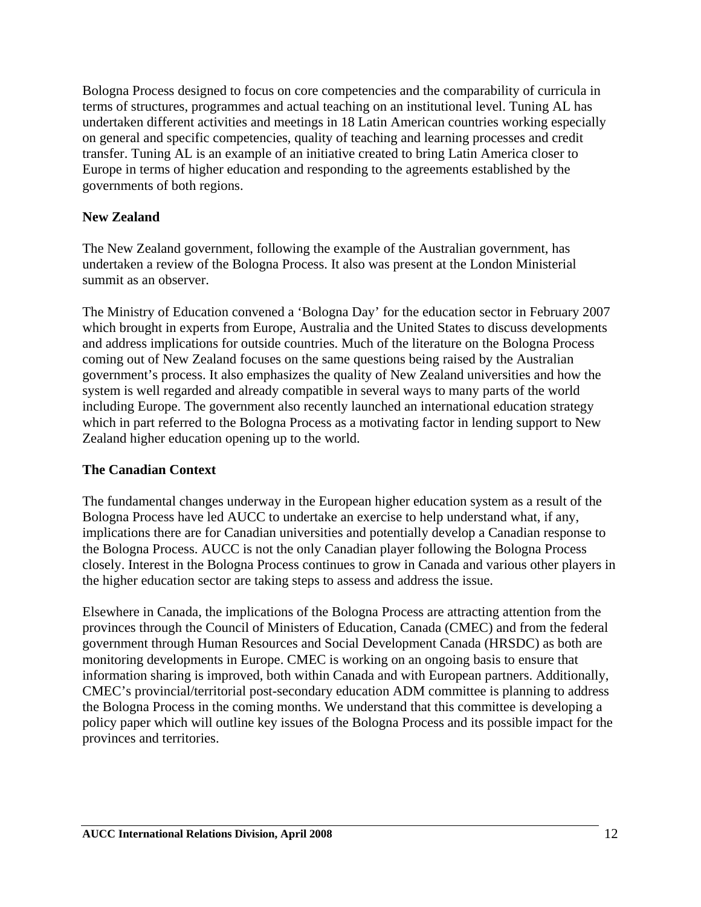Bologna Process designed to focus on core competencies and the comparability of curricula in terms of structures, programmes and actual teaching on an institutional level. Tuning AL has undertaken different activities and meetings in 18 Latin American countries working especially on general and specific competencies, quality of teaching and learning processes and credit transfer. Tuning AL is an example of an initiative created to bring Latin America closer to Europe in terms of higher education and responding to the agreements established by the governments of both regions.

**New Zealand**

The New Zealand government, following the example of the Australian government, has undertaken a review of the Bologna Process. It also was present at the London Ministerial summit as an observer.

The Ministry of Education convened a 'Bologna Day' for the education sector in February 2007 which brought in experts from Europe, Australia and the United States to discuss developments and address implications for outside countries. Much of the literature on the Bologna Process coming out of New Zealand focuses on the same questions being raised by the Australian government's process. It also emphasizes the quality of New Zealand universities and how the system is well regarded and already compatible in several ways to many parts of the world including Europe. The government also recently launched an international education strategy which in part referred to the Bologna Process as a motivating factor in lending support to New Zealand higher education opening up to the world.

**The Canadian Context**

The fundamental changes underway in the European higher education system as a result of the Bologna Process have led AUCC to undertake an exercise to help understand what, if any, implications there are for Canadian universities and potentially develop a Canadian response to the Bologna Process. AUCC is not the only Canadian player following the Bologna Process closely. Interest in the Bologna Process continues to grow in Canada and various other players in the higher education sector are taking steps to assess and address the issue.

Elsewhere in Canada, the implications of the Bologna Process are attracting attention from the provinces through the Council of Ministers of Education, Canada (CMEC) and from the federal government through Human Resources and Social Development Canada (HRSDC) as both are monitoring developments in Europe. CMEC is working on an ongoing basis to ensure that information sharing is improved, both within Canada and with European partners. Additionally, CMEC's provincial/territorial post-secondary education ADM committee is planning to address the Bologna Process in the coming months. We understand that this committee is developing a policy paper which will outline key issues of the Bologna Process and its possible impact for the provinces and territories.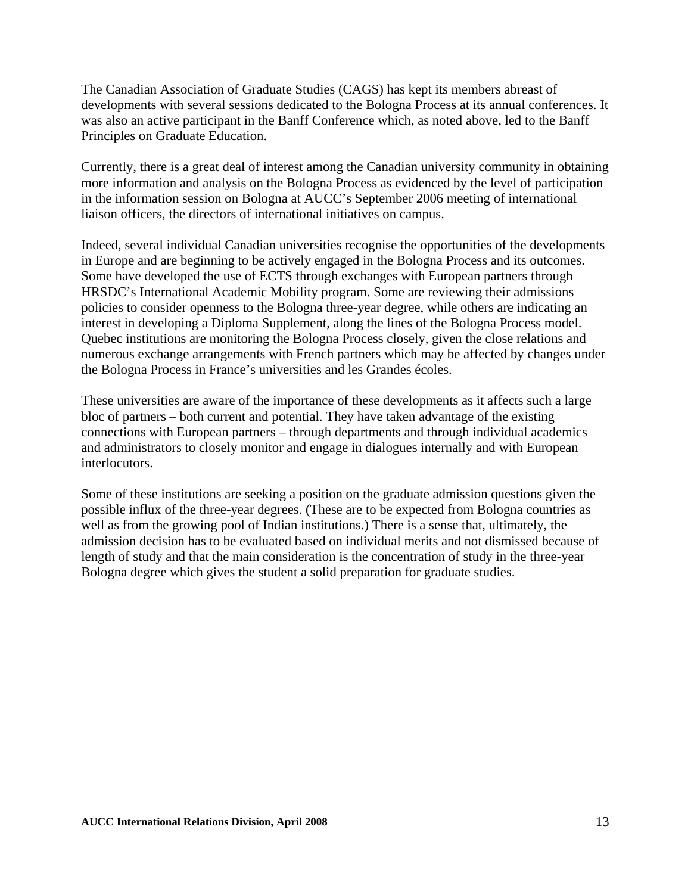The Canadian Association of Graduate Studies (CAGS) has kept its members abreast of developments with several sessions dedicated to the Bologna Process at its annual conferences. It was also an active participant in the Banff Conference which, as noted above, led to the Banff Principles on Graduate Education.

Currently, there is a great deal of interest among the Canadian university community in obtaining more information and analysis on the Bologna Process as evidenced by the level of participation in the information session on Bologna at AUCC's September 2006 meeting of international liaison officers, the directors of international initiatives on campus.

Indeed, several individual Canadian universities recognise the opportunities of the developments in Europe and are beginning to be actively engaged in the Bologna Process and its outcomes. Some have developed the use of ECTS through exchanges with European partners through HRSDC's International Academic Mobility program. Some are reviewing their admissions policies to consider openness to the Bologna three-year degree, while others are indicating an interest in developing a Diploma Supplement, along the lines of the Bologna Process model. Quebec institutions are monitoring the Bologna Process closely, given the close relations and numerous exchange arrangements with French partners which may be affected by changes under the Bologna Process in France's universities and les Grandes écoles.

These universities are aware of the importance of these developments as it affects such a large bloc of partners – both current and potential. They have taken advantage of the existing connections with European partners – through departments and through individual academics and administrators to closely monitor and engage in dialogues internally and with European interlocutors.

Some of these institutions are seeking a position on the graduate admission questions given the possible influx of the three-year degrees. (These are to be expected from Bologna countries as well as from the growing pool of Indian institutions.) There is a sense that, ultimately, the admission decision has to be evaluated based on individual merits and not dismissed because of length of study and that the main consideration is the concentration of study in the three-year Bologna degree which gives the student a solid preparation for graduate studies.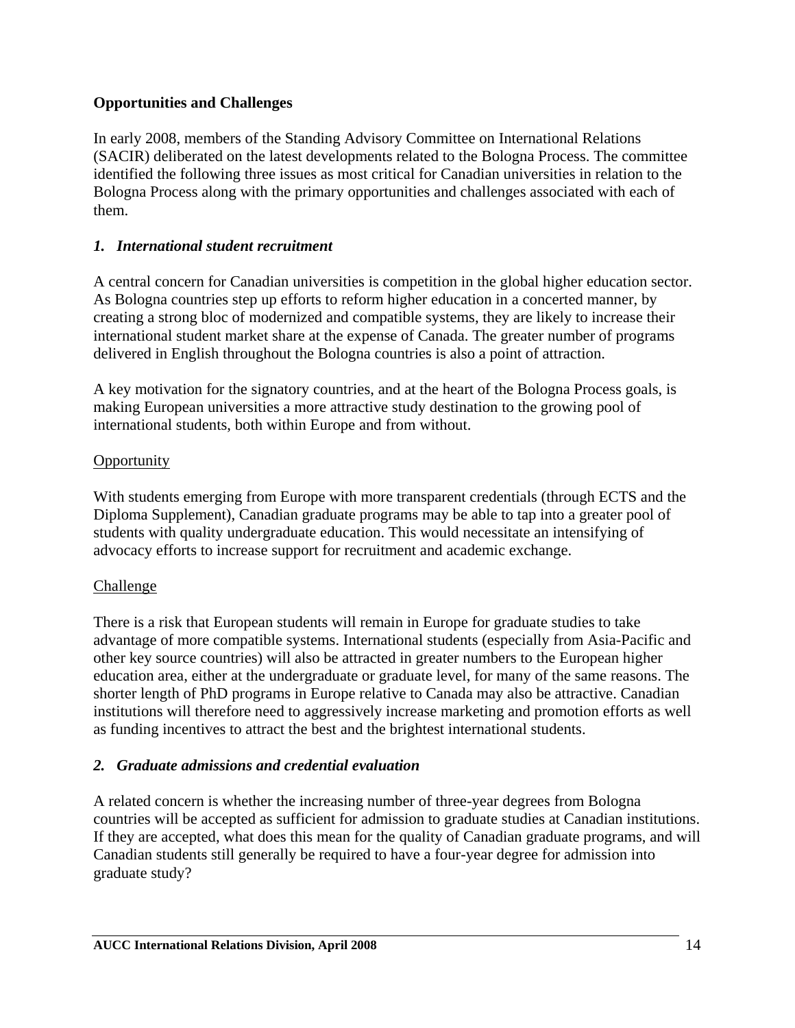**Opportunities and Challenges**

In early 2008, members of the Standing Advisory Committee on International Relations (SACIR) deliberated on the latest developments related to the Bologna Process. The committee identified the following three issues as most critical for Canadian universities in relation to the Bologna Process along with the primary opportunities and challenges associated with each of them.

***1. International student recruitment***

A central concern for Canadian universities is competition in the global higher education sector. As Bologna countries step up efforts to reform higher education in a concerted manner, by creating a strong bloc of modernized and compatible systems, they are likely to increase their international student market share at the expense of Canada. The greater number of programs delivered in English throughout the Bologna countries is also a point of attraction.

A key motivation for the signatory countries, and at the heart of the Bologna Process goals, is making European universities a more attractive study destination to the growing pool of international students, both within Europe and from without.

<u>Opportunity</u>

With students emerging from Europe with more transparent credentials (through ECTS and the Diploma Supplement), Canadian graduate programs may be able to tap into a greater pool of students with quality undergraduate education. This would necessitate an intensifying of advocacy efforts to increase support for recruitment and academic exchange.

<u>Challenge</u>

There is a risk that European students will remain in Europe for graduate studies to take advantage of more compatible systems. International students (especially from Asia-Pacific and other key source countries) will also be attracted in greater numbers to the European higher education area, either at the undergraduate or graduate level, for many of the same reasons. The shorter length of PhD programs in Europe relative to Canada may also be attractive. Canadian institutions will therefore need to aggressively increase marketing and promotion efforts as well as funding incentives to attract the best and the brightest international students.

***2. Graduate admissions and credential evaluation***

A related concern is whether the increasing number of three-year degrees from Bologna countries will be accepted as sufficient for admission to graduate studies at Canadian institutions. If they are accepted, what does this mean for the quality of Canadian graduate programs, and will Canadian students still generally be required to have a four-year degree for admission into graduate study?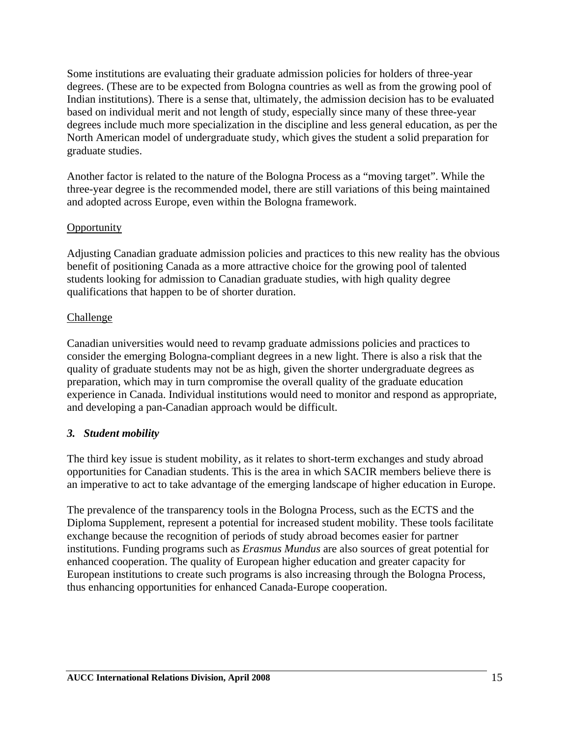Some institutions are evaluating their graduate admission policies for holders of three-year degrees. (These are to be expected from Bologna countries as well as from the growing pool of Indian institutions). There is a sense that, ultimately, the admission decision has to be evaluated based on individual merit and not length of study, especially since many of these three-year degrees include much more specialization in the discipline and less general education, as per the North American model of undergraduate study, which gives the student a solid preparation for graduate studies.

Another factor is related to the nature of the Bologna Process as a "moving target". While the three-year degree is the recommended model, there are still variations of this being maintained and adopted across Europe, even within the Bologna framework.

Opportunity

Adjusting Canadian graduate admission policies and practices to this new reality has the obvious benefit of positioning Canada as a more attractive choice for the growing pool of talented students looking for admission to Canadian graduate studies, with high quality degree qualifications that happen to be of shorter duration.

Challenge

Canadian universities would need to revamp graduate admissions policies and practices to consider the emerging Bologna-compliant degrees in a new light. There is also a risk that the quality of graduate students may not be as high, given the shorter undergraduate degrees as preparation, which may in turn compromise the overall quality of the graduate education experience in Canada. Individual institutions would need to monitor and respond as appropriate, and developing a pan-Canadian approach would be difficult.

### *3. Student mobility*

The third key issue is student mobility, as it relates to short-term exchanges and study abroad opportunities for Canadian students. This is the area in which SACIR members believe there is an imperative to act to take advantage of the emerging landscape of higher education in Europe.

The prevalence of the transparency tools in the Bologna Process, such as the ECTS and the Diploma Supplement, represent a potential for increased student mobility. These tools facilitate exchange because the recognition of periods of study abroad becomes easier for partner institutions. Funding programs such as *Erasmus Mundus* are also sources of great potential for enhanced cooperation. The quality of European higher education and greater capacity for European institutions to create such programs is also increasing through the Bologna Process, thus enhancing opportunities for enhanced Canada-Europe cooperation.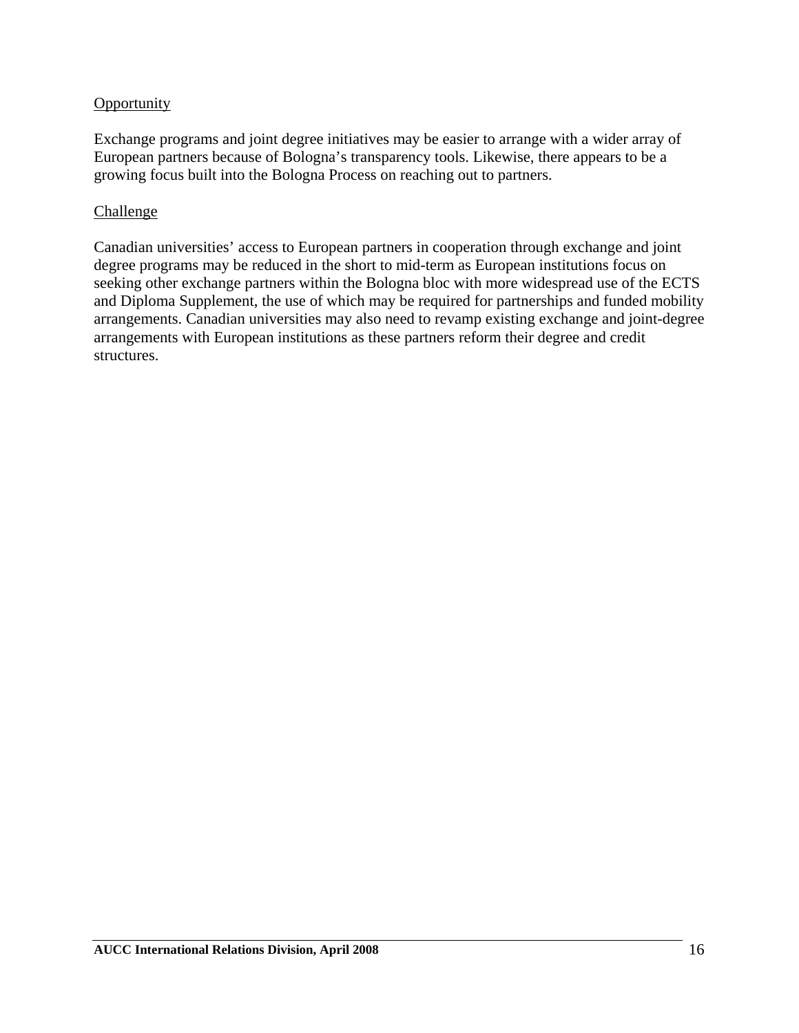<u>Opportunity</u>

Exchange programs and joint degree initiatives may be easier to arrange with a wider array of European partners because of Bologna's transparency tools. Likewise, there appears to be a growing focus built into the Bologna Process on reaching out to partners.

<u>Challenge</u>

Canadian universities' access to European partners in cooperation through exchange and joint degree programs may be reduced in the short to mid-term as European institutions focus on seeking other exchange partners within the Bologna bloc with more widespread use of the ECTS and Diploma Supplement, the use of which may be required for partnerships and funded mobility arrangements. Canadian universities may also need to revamp existing exchange and joint-degree arrangements with European institutions as these partners reform their degree and credit structures.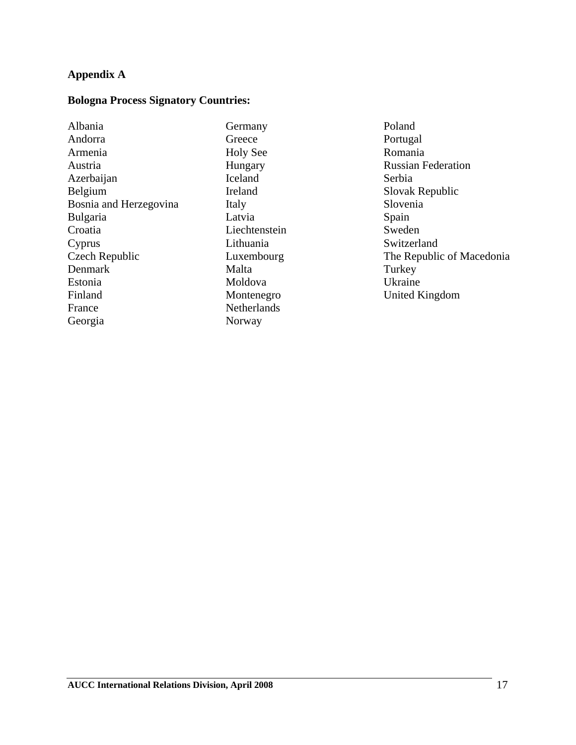**Appendix A**

**Bologna Process Signatory Countries:**

Albania
Andorra
Armenia
Austria
Azerbaijan
Belgium
Bosnia and Herzegovina
Bulgaria
Croatia
Cyprus
Czech Republic
Denmark
Estonia
Finland
France
Georgia
Germany
Greece
Holy See
Hungary
Iceland
Ireland
Italy
Latvia
Liechtenstein
Lithuania
Luxembourg
Malta
Moldova
Montenegro
Netherlands
Norway
Poland
Portugal
Romania
Russian Federation
Serbia
Slovak Republic
Slovenia
Spain
Sweden
Switzerland
The Republic of Macedonia
Turkey
Ukraine
United Kingdom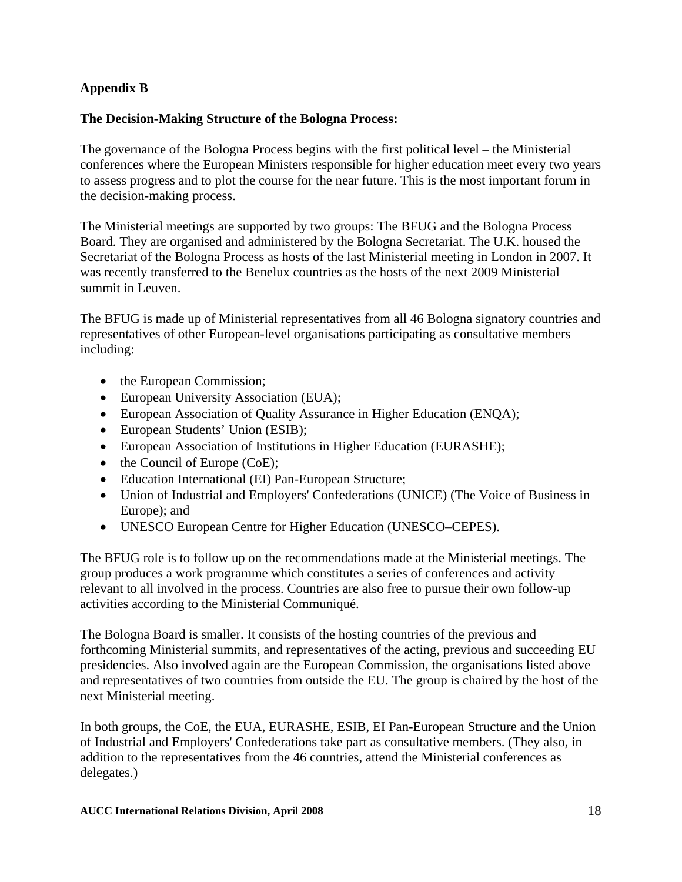**Appendix B**

**The Decision-Making Structure of the Bologna Process:**

The governance of the Bologna Process begins with the first political level – the Ministerial conferences where the European Ministers responsible for higher education meet every two years to assess progress and to plot the course for the near future. This is the most important forum in the decision-making process.

The Ministerial meetings are supported by two groups: The BFUG and the Bologna Process Board. They are organised and administered by the Bologna Secretariat. The U.K. housed the Secretariat of the Bologna Process as hosts of the last Ministerial meeting in London in 2007. It was recently transferred to the Benelux countries as the hosts of the next 2009 Ministerial summit in Leuven.

The BFUG is made up of Ministerial representatives from all 46 Bologna signatory countries and representatives of other European-level organisations participating as consultative members including:

- the European Commission;
- European University Association (EUA);
- European Association of Quality Assurance in Higher Education (ENQA);
- European Students' Union (ESIB);
- European Association of Institutions in Higher Education (EURASHE);
- the Council of Europe (CoE);
- Education International (EI) Pan-European Structure;
- Union of Industrial and Employers' Confederations (UNICE) (The Voice of Business in Europe); and
- UNESCO European Centre for Higher Education (UNESCO–CEPES).

The BFUG role is to follow up on the recommendations made at the Ministerial meetings. The group produces a work programme which constitutes a series of conferences and activity relevant to all involved in the process. Countries are also free to pursue their own follow-up activities according to the Ministerial Communiqué.

The Bologna Board is smaller. It consists of the hosting countries of the previous and forthcoming Ministerial summits, and representatives of the acting, previous and succeeding EU presidencies. Also involved again are the European Commission, the organisations listed above and representatives of two countries from outside the EU. The group is chaired by the host of the next Ministerial meeting.

In both groups, the CoE, the EUA, EURASHE, ESIB, EI Pan-European Structure and the Union of Industrial and Employers' Confederations take part as consultative members. (They also, in addition to the representatives from the 46 countries, attend the Ministerial conferences as delegates.)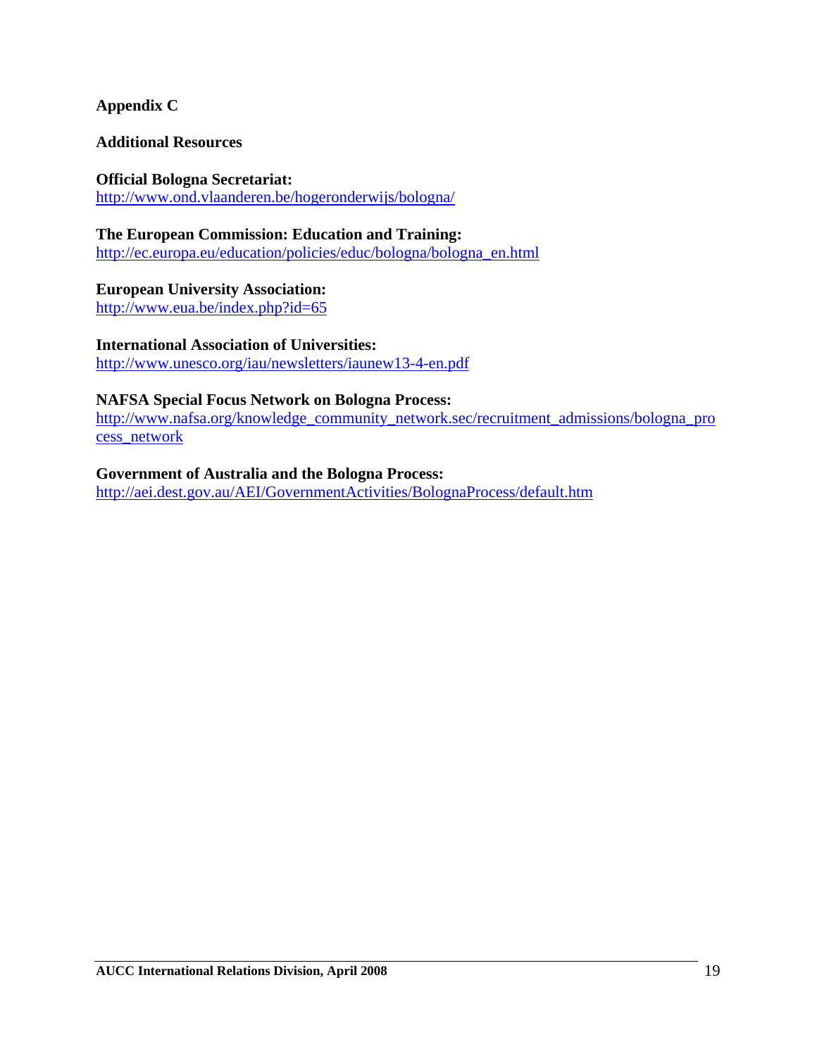**Appendix C**

**Additional Resources**

**Official Bologna Secretariat:**
http://www.ond.vlaanderen.be/hogeronderwijs/bologna/

**The European Commission: Education and Training:**
http://ec.europa.eu/education/policies/educ/bologna/bologna_en.html

**European University Association:**
http://www.eua.be/index.php?id=65

**International Association of Universities:**
http://www.unesco.org/iau/newsletters/iaunew13-4-en.pdf

**NAFSA Special Focus Network on Bologna Process:**
http://www.nafsa.org/knowledge_community_network.sec/recruitment_admissions/bologna_process_network

**Government of Australia and the Bologna Process:**
http://aei.dest.gov.au/AEI/GovernmentActivities/BolognaProcess/default.htm